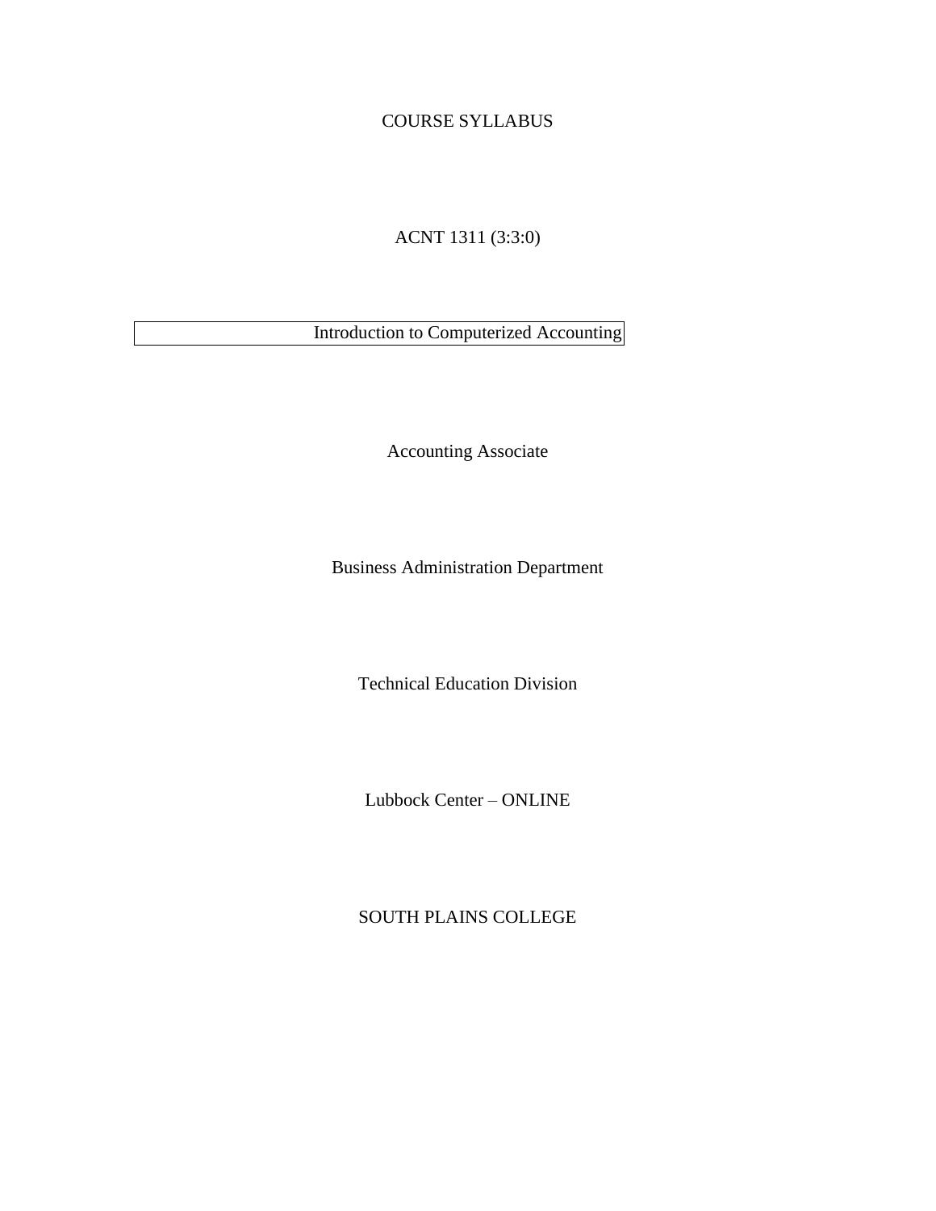COURSE SYLLABUS

ACNT 1311 (3:3:0)

Introduction to Computerized Accounting

Accounting Associate

Business Administration Department

Technical Education Division

Lubbock Center – ONLINE

SOUTH PLAINS COLLEGE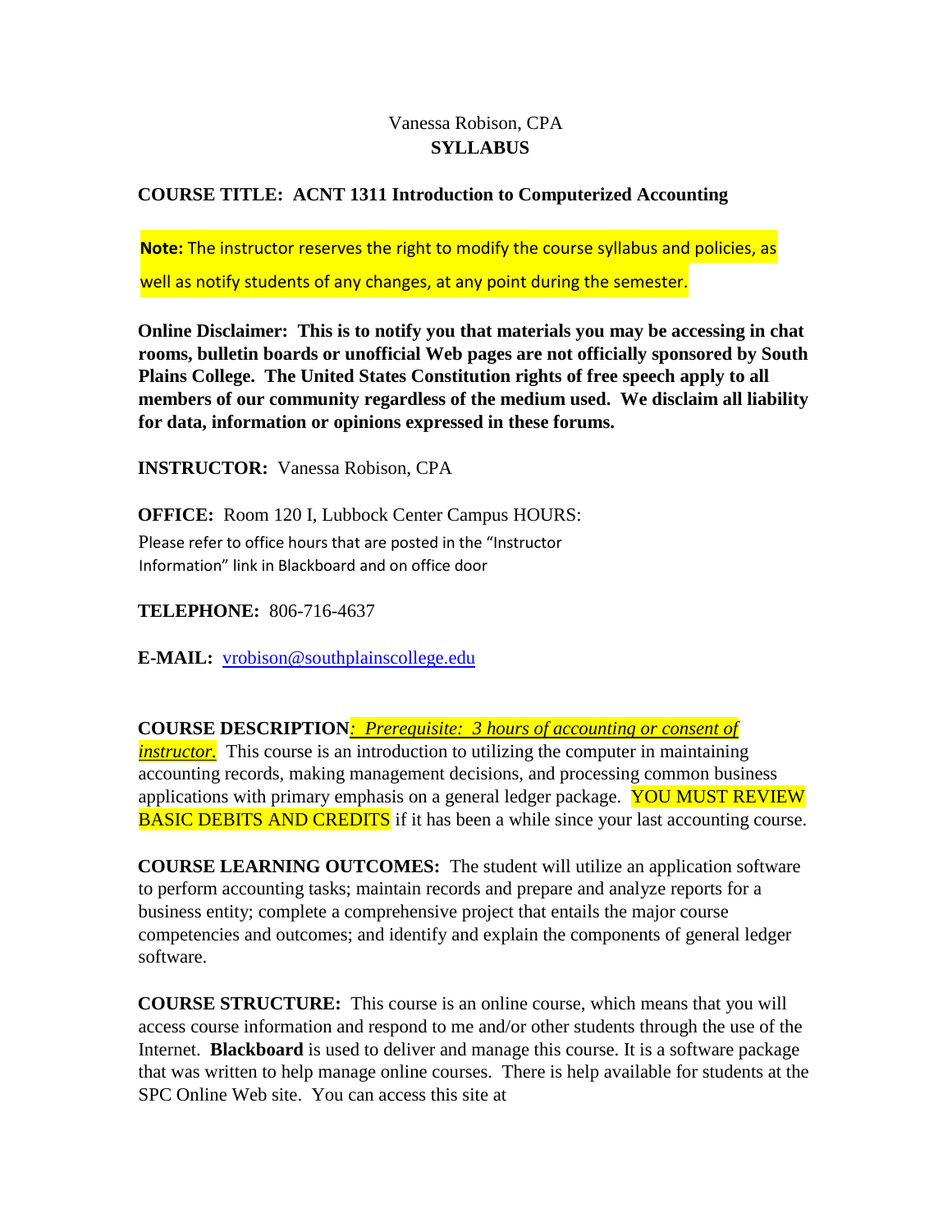Vanessa Robison, CPA
**SYLLABUS**

**COURSE TITLE: ACNT 1311 Introduction to Computerized Accounting**

**Note:** The instructor reserves the right to modify the course syllabus and policies, as well as notify students of any changes, at any point during the semester.

**Online Disclaimer: This is to notify you that materials you may be accessing in chat rooms, bulletin boards or unofficial Web pages are not officially sponsored by South Plains College. The United States Constitution rights of free speech apply to all members of our community regardless of the medium used. We disclaim all liability for data, information or opinions expressed in these forums.**

**INSTRUCTOR:** Vanessa Robison, CPA

**OFFICE:** Room 120 I, Lubbock Center Campus HOURS: Please refer to office hours that are posted in the "Instructor Information" link in Blackboard and on office door

**TELEPHONE:** 806-716-4637

**E-MAIL:** vrobison@southplainscollege.edu

**COURSE DESCRIPTION***: Prerequisite: 3 hours of accounting or consent of instructor.* This course is an introduction to utilizing the computer in maintaining accounting records, making management decisions, and processing common business applications with primary emphasis on a general ledger package. YOU MUST REVIEW BASIC DEBITS AND CREDITS if it has been a while since your last accounting course.

**COURSE LEARNING OUTCOMES:** The student will utilize an application software to perform accounting tasks; maintain records and prepare and analyze reports for a business entity; complete a comprehensive project that entails the major course competencies and outcomes; and identify and explain the components of general ledger software.

**COURSE STRUCTURE:** This course is an online course, which means that you will access course information and respond to me and/or other students through the use of the Internet. **Blackboard** is used to deliver and manage this course. It is a software package that was written to help manage online courses. There is help available for students at the SPC Online Web site. You can access this site at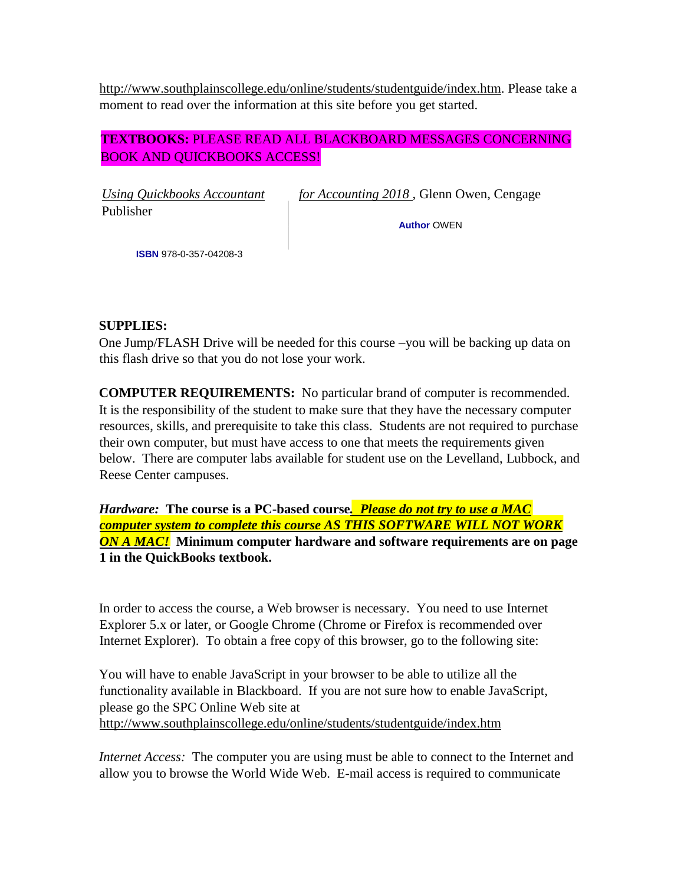http://www.southplainscollege.edu/online/students/studentguide/index.htm. Please take a moment to read over the information at this site before you get started.

**TEXTBOOKS:** PLEASE READ ALL BLACKBOARD MESSAGES CONCERNING BOOK AND QUICKBOOKS ACCESS!

*Using Quickbooks Accountant for Accounting 2018* , Glenn Owen, Cengage Publisher

**Author** OWEN

**ISBN** 978-0-357-04208-3

**SUPPLIES:**

One Jump/FLASH Drive will be needed for this course –you will be backing up data on this flash drive so that you do not lose your work.

**COMPUTER REQUIREMENTS:** No particular brand of computer is recommended. It is the responsibility of the student to make sure that they have the necessary computer resources, skills, and prerequisite to take this class. Students are not required to purchase their own computer, but must have access to one that meets the requirements given below. There are computer labs available for student use on the Levelland, Lubbock, and Reese Center campuses.

***Hardware:*** **The course is a PC-based course. *Please do not try to use a MAC computer system to complete this course AS THIS SOFTWARE WILL NOT WORK ON A MAC!* Minimum computer hardware and software requirements are on page 1 in the QuickBooks textbook.**

In order to access the course, a Web browser is necessary. You need to use Internet Explorer 5.x or later, or Google Chrome (Chrome or Firefox is recommended over Internet Explorer). To obtain a free copy of this browser, go to the following site:

You will have to enable JavaScript in your browser to be able to utilize all the functionality available in Blackboard. If you are not sure how to enable JavaScript, please go the SPC Online Web site at http://www.southplainscollege.edu/online/students/studentguide/index.htm

*Internet Access:* The computer you are using must be able to connect to the Internet and allow you to browse the World Wide Web. E-mail access is required to communicate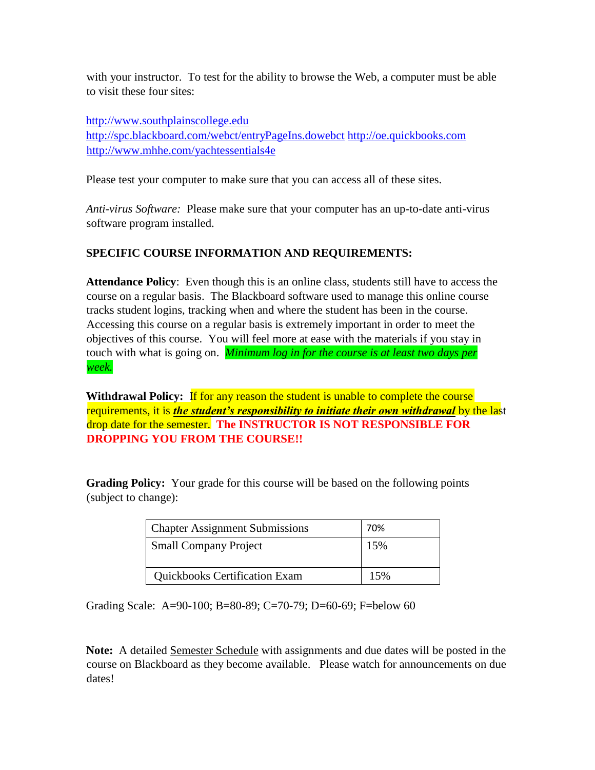with your instructor. To test for the ability to browse the Web, a computer must be able to visit these four sites:

http://www.southplainscollege.edu
http://spc.blackboard.com/webct/entryPageIns.dowebct http://oe.quickbooks.com
http://www.mhhe.com/yachtessentials4e

Please test your computer to make sure that you can access all of these sites.

*Anti-virus Software:* Please make sure that your computer has an up-to-date anti-virus software program installed.

**SPECIFIC COURSE INFORMATION AND REQUIREMENTS:**

**Attendance Policy**: Even though this is an online class, students still have to access the course on a regular basis. The Blackboard software used to manage this online course tracks student logins, tracking when and where the student has been in the course. Accessing this course on a regular basis is extremely important in order to meet the objectives of this course. You will feel more at ease with the materials if you stay in touch with what is going on. *Minimum log in for the course is at least two days per week.*

**Withdrawal Policy:** If for any reason the student is unable to complete the course requirements, it is ***the student's responsibility to initiate their own withdrawal*** by the last drop date for the semester. **The INSTRUCTOR IS NOT RESPONSIBLE FOR DROPPING YOU FROM THE COURSE!!**

**Grading Policy:** Your grade for this course will be based on the following points (subject to change):

| Chapter Assignment Submissions | 70% |
|---|---|
| Small Company Project | 15% |
| Quickbooks Certification Exam | 15% |

Grading Scale: A=90-100; B=80-89; C=70-79; D=60-69; F=below 60

**Note:** A detailed Semester Schedule with assignments and due dates will be posted in the course on Blackboard as they become available. Please watch for announcements on due dates!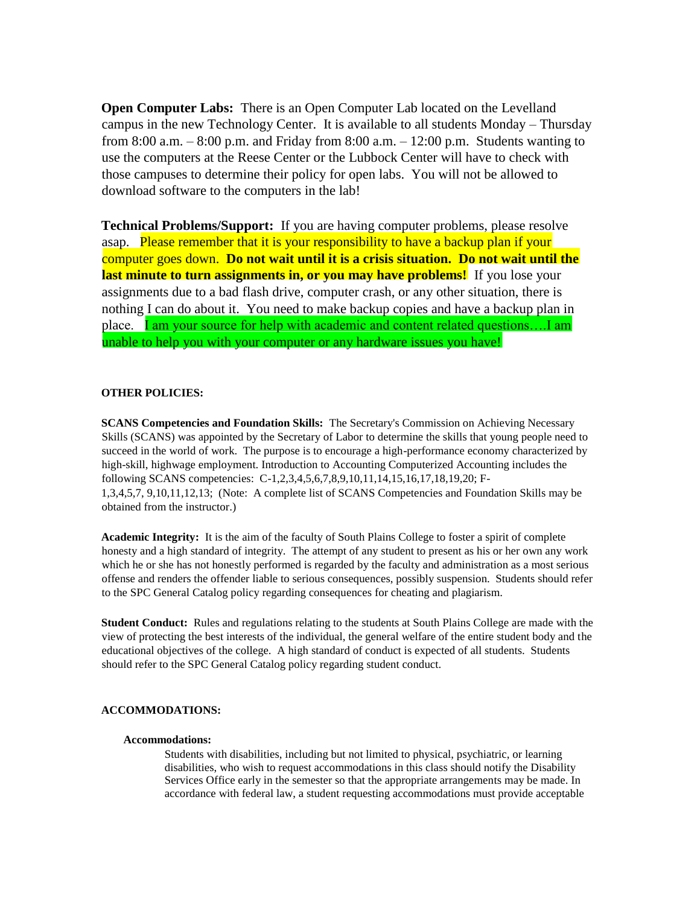**Open Computer Labs:** There is an Open Computer Lab located on the Levelland campus in the new Technology Center. It is available to all students Monday – Thursday from 8:00 a.m. – 8:00 p.m. and Friday from 8:00 a.m. – 12:00 p.m. Students wanting to use the computers at the Reese Center or the Lubbock Center will have to check with those campuses to determine their policy for open labs. You will not be allowed to download software to the computers in the lab!

**Technical Problems/Support:** If you are having computer problems, please resolve asap. Please remember that it is your responsibility to have a backup plan if your computer goes down. **Do not wait until it is a crisis situation. Do not wait until the last minute to turn assignments in, or you may have problems!** If you lose your assignments due to a bad flash drive, computer crash, or any other situation, there is nothing I can do about it. You need to make backup copies and have a backup plan in place. I am your source for help with academic and content related questions….I am unable to help you with your computer or any hardware issues you have!

**OTHER POLICIES:**

**SCANS Competencies and Foundation Skills:** The Secretary's Commission on Achieving Necessary Skills (SCANS) was appointed by the Secretary of Labor to determine the skills that young people need to succeed in the world of work. The purpose is to encourage a high-performance economy characterized by high-skill, highwage employment. Introduction to Accounting Computerized Accounting includes the following SCANS competencies: C-1,2,3,4,5,6,7,8,9,10,11,14,15,16,17,18,19,20; F-1,3,4,5,7, 9,10,11,12,13; (Note: A complete list of SCANS Competencies and Foundation Skills may be obtained from the instructor.)

**Academic Integrity:** It is the aim of the faculty of South Plains College to foster a spirit of complete honesty and a high standard of integrity. The attempt of any student to present as his or her own any work which he or she has not honestly performed is regarded by the faculty and administration as a most serious offense and renders the offender liable to serious consequences, possibly suspension. Students should refer to the SPC General Catalog policy regarding consequences for cheating and plagiarism.

**Student Conduct:** Rules and regulations relating to the students at South Plains College are made with the view of protecting the best interests of the individual, the general welfare of the entire student body and the educational objectives of the college. A high standard of conduct is expected of all students. Students should refer to the SPC General Catalog policy regarding student conduct.

**ACCOMMODATIONS:**

**Accommodations:**

Students with disabilities, including but not limited to physical, psychiatric, or learning disabilities, who wish to request accommodations in this class should notify the Disability Services Office early in the semester so that the appropriate arrangements may be made. In accordance with federal law, a student requesting accommodations must provide acceptable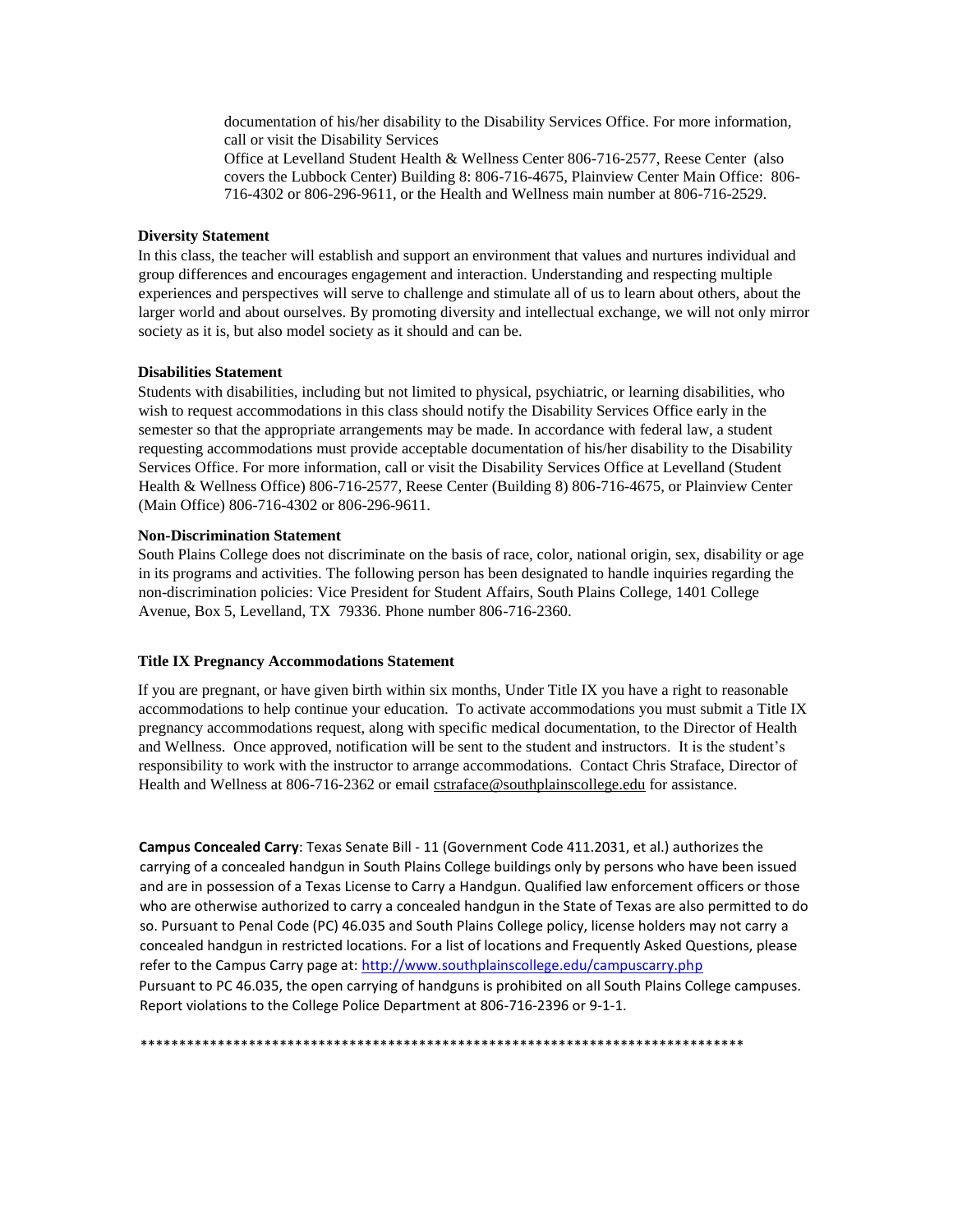documentation of his/her disability to the Disability Services Office. For more information, call or visit the Disability Services
Office at Levelland Student Health & Wellness Center 806-716-2577, Reese Center (also covers the Lubbock Center) Building 8: 806-716-4675, Plainview Center Main Office: 806-716-4302 or 806-296-9611, or the Health and Wellness main number at 806-716-2529.

**Diversity Statement**

In this class, the teacher will establish and support an environment that values and nurtures individual and group differences and encourages engagement and interaction. Understanding and respecting multiple experiences and perspectives will serve to challenge and stimulate all of us to learn about others, about the larger world and about ourselves. By promoting diversity and intellectual exchange, we will not only mirror society as it is, but also model society as it should and can be.

**Disabilities Statement**

Students with disabilities, including but not limited to physical, psychiatric, or learning disabilities, who wish to request accommodations in this class should notify the Disability Services Office early in the semester so that the appropriate arrangements may be made. In accordance with federal law, a student requesting accommodations must provide acceptable documentation of his/her disability to the Disability Services Office. For more information, call or visit the Disability Services Office at Levelland (Student Health & Wellness Office) 806-716-2577, Reese Center (Building 8) 806-716-4675, or Plainview Center (Main Office) 806-716-4302 or 806-296-9611.

**Non-Discrimination Statement**

South Plains College does not discriminate on the basis of race, color, national origin, sex, disability or age in its programs and activities. The following person has been designated to handle inquiries regarding the non-discrimination policies: Vice President for Student Affairs, South Plains College, 1401 College Avenue, Box 5, Levelland, TX 79336. Phone number 806-716-2360.

**Title IX Pregnancy Accommodations Statement**

If you are pregnant, or have given birth within six months, Under Title IX you have a right to reasonable accommodations to help continue your education. To activate accommodations you must submit a Title IX pregnancy accommodations request, along with specific medical documentation, to the Director of Health and Wellness. Once approved, notification will be sent to the student and instructors. It is the student's responsibility to work with the instructor to arrange accommodations. Contact Chris Straface, Director of Health and Wellness at 806-716-2362 or email cstraface@southplainscollege.edu for assistance.

**Campus Concealed Carry**: Texas Senate Bill - 11 (Government Code 411.2031, et al.) authorizes the carrying of a concealed handgun in South Plains College buildings only by persons who have been issued and are in possession of a Texas License to Carry a Handgun. Qualified law enforcement officers or those who are otherwise authorized to carry a concealed handgun in the State of Texas are also permitted to do so. Pursuant to Penal Code (PC) 46.035 and South Plains College policy, license holders may not carry a concealed handgun in restricted locations. For a list of locations and Frequently Asked Questions, please refer to the Campus Carry page at: http://www.southplainscollege.edu/campuscarry.php
Pursuant to PC 46.035, the open carrying of handguns is prohibited on all South Plains College campuses. Report violations to the College Police Department at 806-716-2396 or 9-1-1.

********************************************************************************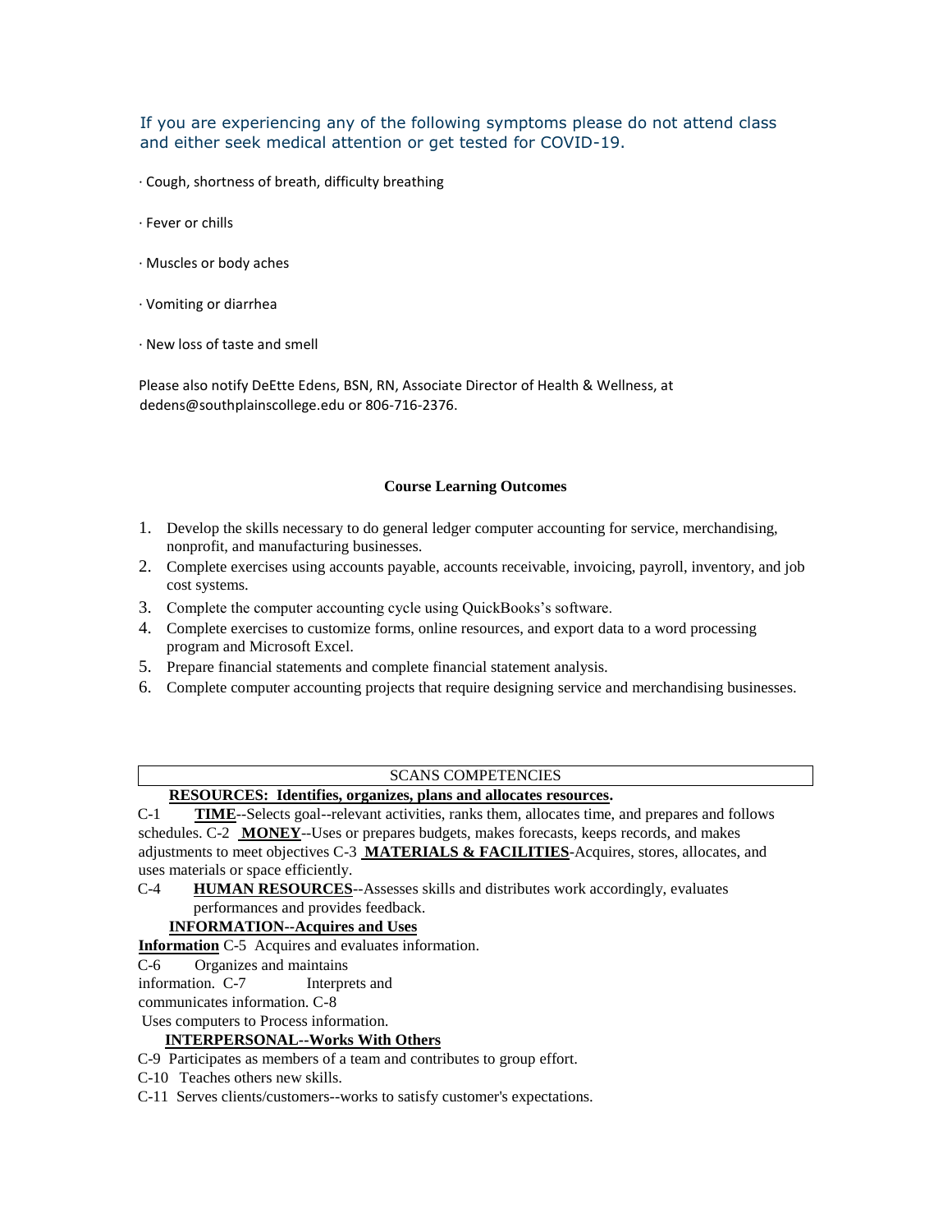If you are experiencing any of the following symptoms please do not attend class and either seek medical attention or get tested for COVID-19.

· Cough, shortness of breath, difficulty breathing

· Fever or chills

· Muscles or body aches

· Vomiting or diarrhea

· New loss of taste and smell

Please also notify DeEtte Edens, BSN, RN, Associate Director of Health & Wellness, at dedens@southplainscollege.edu or 806-716-2376.

## Course Learning Outcomes

1. Develop the skills necessary to do general ledger computer accounting for service, merchandising, nonprofit, and manufacturing businesses.
2. Complete exercises using accounts payable, accounts receivable, invoicing, payroll, inventory, and job cost systems.
3. Complete the computer accounting cycle using QuickBooks's software.
4. Complete exercises to customize forms, online resources, and export data to a word processing program and Microsoft Excel.
5. Prepare financial statements and complete financial statement analysis.
6. Complete computer accounting projects that require designing service and merchandising businesses.

## SCANS COMPETENCIES

**RESOURCES: Identifies, organizes, plans and allocates resources.**

C-1 **TIME**--Selects goal--relevant activities, ranks them, allocates time, and prepares and follows schedules. C-2 **MONEY**--Uses or prepares budgets, makes forecasts, keeps records, and makes adjustments to meet objectives C-3 **MATERIALS & FACILITIES**-Acquires, stores, allocates, and uses materials or space efficiently.

C-4 **HUMAN RESOURCES**--Assesses skills and distributes work accordingly, evaluates performances and provides feedback.

**INFORMATION--Acquires and Uses Information** C-5 Acquires and evaluates information.

C-6 Organizes and maintains information. C-7 Interprets and communicates information. C-8 Uses computers to Process information.

**INTERPERSONAL--Works With Others**

C-9 Participates as members of a team and contributes to group effort.

C-10 Teaches others new skills.

C-11 Serves clients/customers--works to satisfy customer's expectations.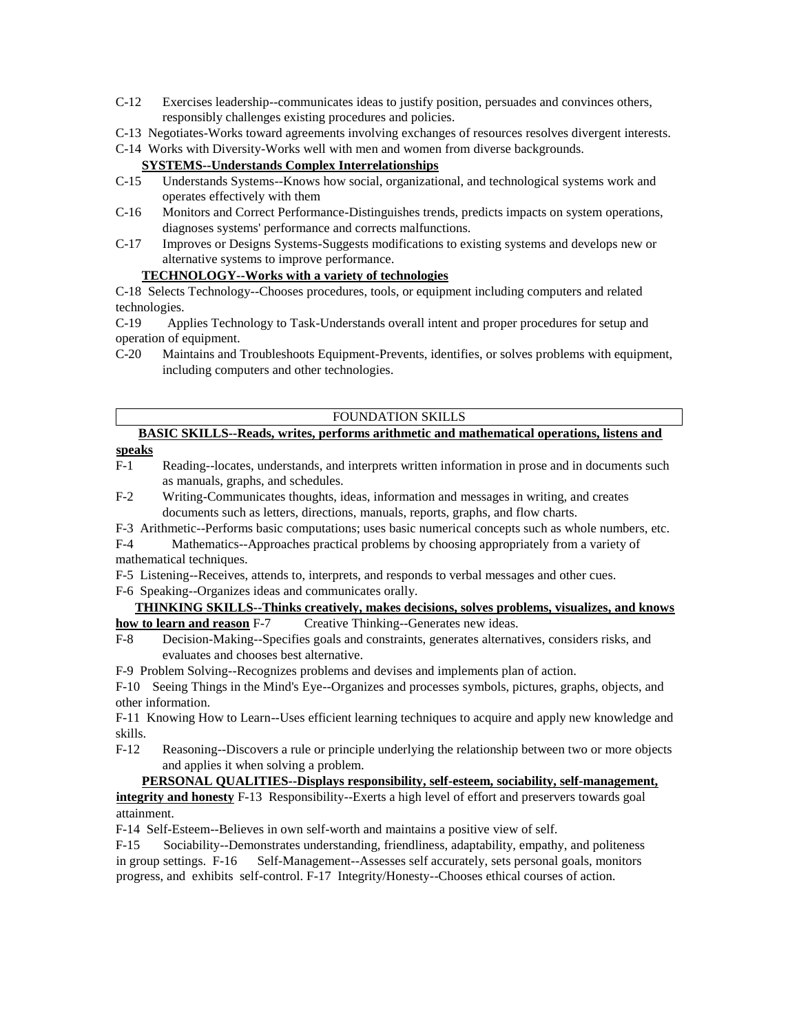C-12 Exercises leadership--communicates ideas to justify position, persuades and convinces others, responsibly challenges existing procedures and policies.

C-13 Negotiates-Works toward agreements involving exchanges of resources resolves divergent interests.

C-14 Works with Diversity-Works well with men and women from diverse backgrounds.

**SYSTEMS--Understands Complex Interrelationships**

C-15 Understands Systems--Knows how social, organizational, and technological systems work and operates effectively with them

C-16 Monitors and Correct Performance-Distinguishes trends, predicts impacts on system operations, diagnoses systems' performance and corrects malfunctions.

C-17 Improves or Designs Systems-Suggests modifications to existing systems and develops new or alternative systems to improve performance.

**TECHNOLOGY--Works with a variety of technologies**

C-18 Selects Technology--Chooses procedures, tools, or equipment including computers and related technologies.

C-19 Applies Technology to Task-Understands overall intent and proper procedures for setup and operation of equipment.

C-20 Maintains and Troubleshoots Equipment-Prevents, identifies, or solves problems with equipment, including computers and other technologies.

## FOUNDATION SKILLS

**BASIC SKILLS--Reads, writes, performs arithmetic and mathematical operations, listens and speaks**

F-1 Reading--locates, understands, and interprets written information in prose and in documents such as manuals, graphs, and schedules.

F-2 Writing-Communicates thoughts, ideas, information and messages in writing, and creates documents such as letters, directions, manuals, reports, graphs, and flow charts.

F-3 Arithmetic--Performs basic computations; uses basic numerical concepts such as whole numbers, etc.

F-4 Mathematics--Approaches practical problems by choosing appropriately from a variety of mathematical techniques.

F-5 Listening--Receives, attends to, interprets, and responds to verbal messages and other cues.

F-6 Speaking--Organizes ideas and communicates orally.

**THINKING SKILLS--Thinks creatively, makes decisions, solves problems, visualizes, and knows how to learn and reason**

F-7 Creative Thinking--Generates new ideas.

F-8 Decision-Making--Specifies goals and constraints, generates alternatives, considers risks, and evaluates and chooses best alternative.

F-9 Problem Solving--Recognizes problems and devises and implements plan of action.

F-10 Seeing Things in the Mind's Eye--Organizes and processes symbols, pictures, graphs, objects, and other information.

F-11 Knowing How to Learn--Uses efficient learning techniques to acquire and apply new knowledge and skills.

F-12 Reasoning--Discovers a rule or principle underlying the relationship between two or more objects and applies it when solving a problem.

**PERSONAL QUALITIES--Displays responsibility, self-esteem, sociability, self-management, integrity and honesty**

F-13 Responsibility--Exerts a high level of effort and preservers towards goal attainment.

F-14 Self-Esteem--Believes in own self-worth and maintains a positive view of self.

F-15 Sociability--Demonstrates understanding, friendliness, adaptability, empathy, and politeness in group settings.

F-16 Self-Management--Assesses self accurately, sets personal goals, monitors progress, and exhibits self-control.

F-17 Integrity/Honesty--Chooses ethical courses of action.